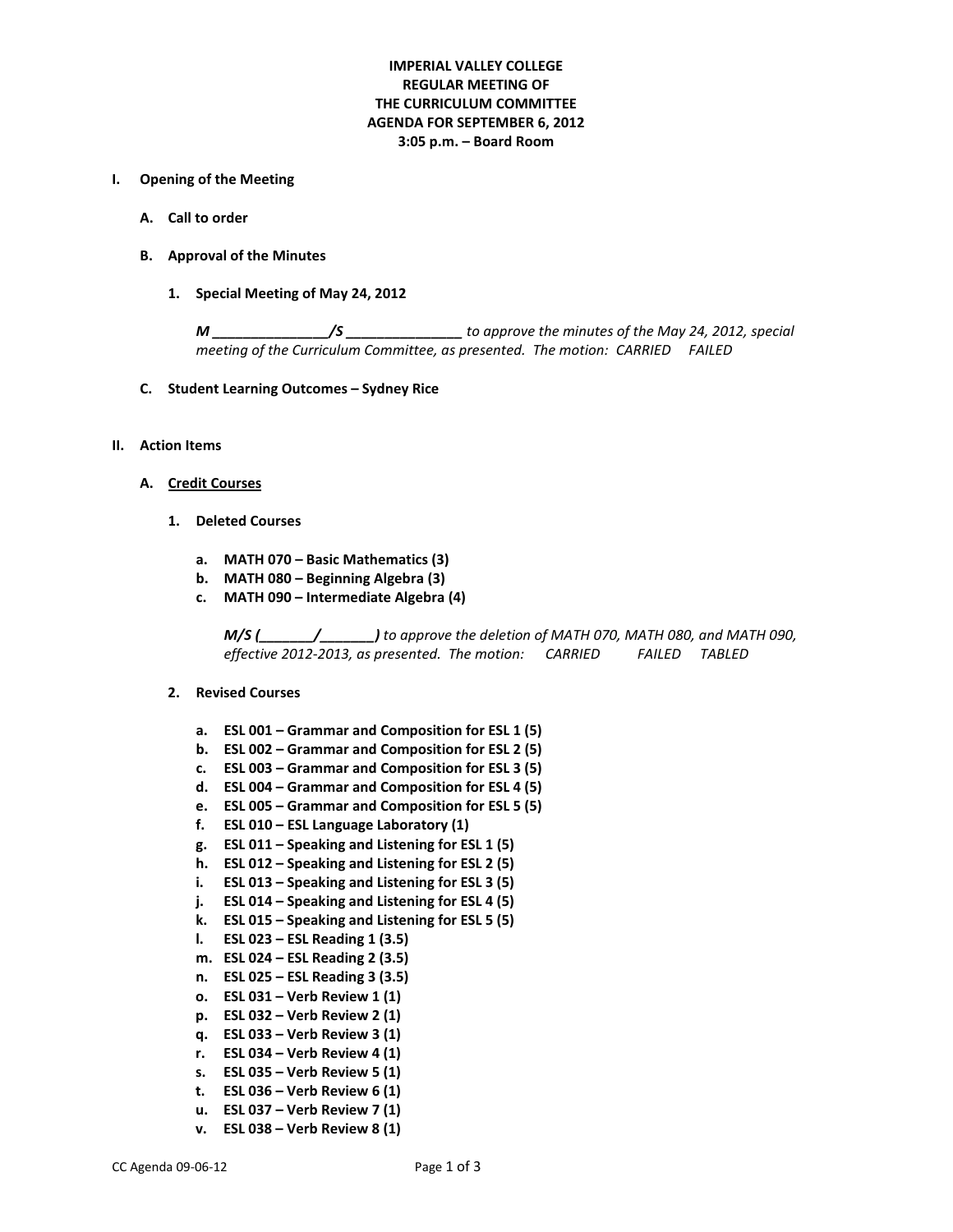**IMPERIAL VALLEY COLLEGE**
**REGULAR MEETING OF**
**THE CURRICULUM COMMITTEE**
**AGENDA FOR SEPTEMBER 6, 2012**
**3:05 p.m. – Board Room**

## I. Opening of the Meeting

### A. Call to order

### B. Approval of the Minutes

#### 1. Special Meeting of May 24, 2012

***M _______________/S _______________*** *to approve the minutes of the May 24, 2012, special meeting of the Curriculum Committee, as presented. The motion: CARRIED FAILED*

### C. Student Learning Outcomes – Sydney Rice

## II. Action Items

### A. Credit Courses

#### 1. Deleted Courses

a. **MATH 070 – Basic Mathematics (3)**
b. **MATH 080 – Beginning Algebra (3)**
c. **MATH 090 – Intermediate Algebra (4)**

***M/S (_______/_______)*** *to approve the deletion of MATH 070, MATH 080, and MATH 090, effective 2012-2013, as presented. The motion: CARRIED FAILED TABLED*

#### 2. Revised Courses

a. **ESL 001 – Grammar and Composition for ESL 1 (5)**
b. **ESL 002 – Grammar and Composition for ESL 2 (5)**
c. **ESL 003 – Grammar and Composition for ESL 3 (5)**
d. **ESL 004 – Grammar and Composition for ESL 4 (5)**
e. **ESL 005 – Grammar and Composition for ESL 5 (5)**
f. **ESL 010 – ESL Language Laboratory (1)**
g. **ESL 011 – Speaking and Listening for ESL 1 (5)**
h. **ESL 012 – Speaking and Listening for ESL 2 (5)**
i. **ESL 013 – Speaking and Listening for ESL 3 (5)**
j. **ESL 014 – Speaking and Listening for ESL 4 (5)**
k. **ESL 015 – Speaking and Listening for ESL 5 (5)**
l. **ESL 023 – ESL Reading 1 (3.5)**
m. **ESL 024 – ESL Reading 2 (3.5)**
n. **ESL 025 – ESL Reading 3 (3.5)**
o. **ESL 031 – Verb Review 1 (1)**
p. **ESL 032 – Verb Review 2 (1)**
q. **ESL 033 – Verb Review 3 (1)**
r. **ESL 034 – Verb Review 4 (1)**
s. **ESL 035 – Verb Review 5 (1)**
t. **ESL 036 – Verb Review 6 (1)**
u. **ESL 037 – Verb Review 7 (1)**
v. **ESL 038 – Verb Review 8 (1)**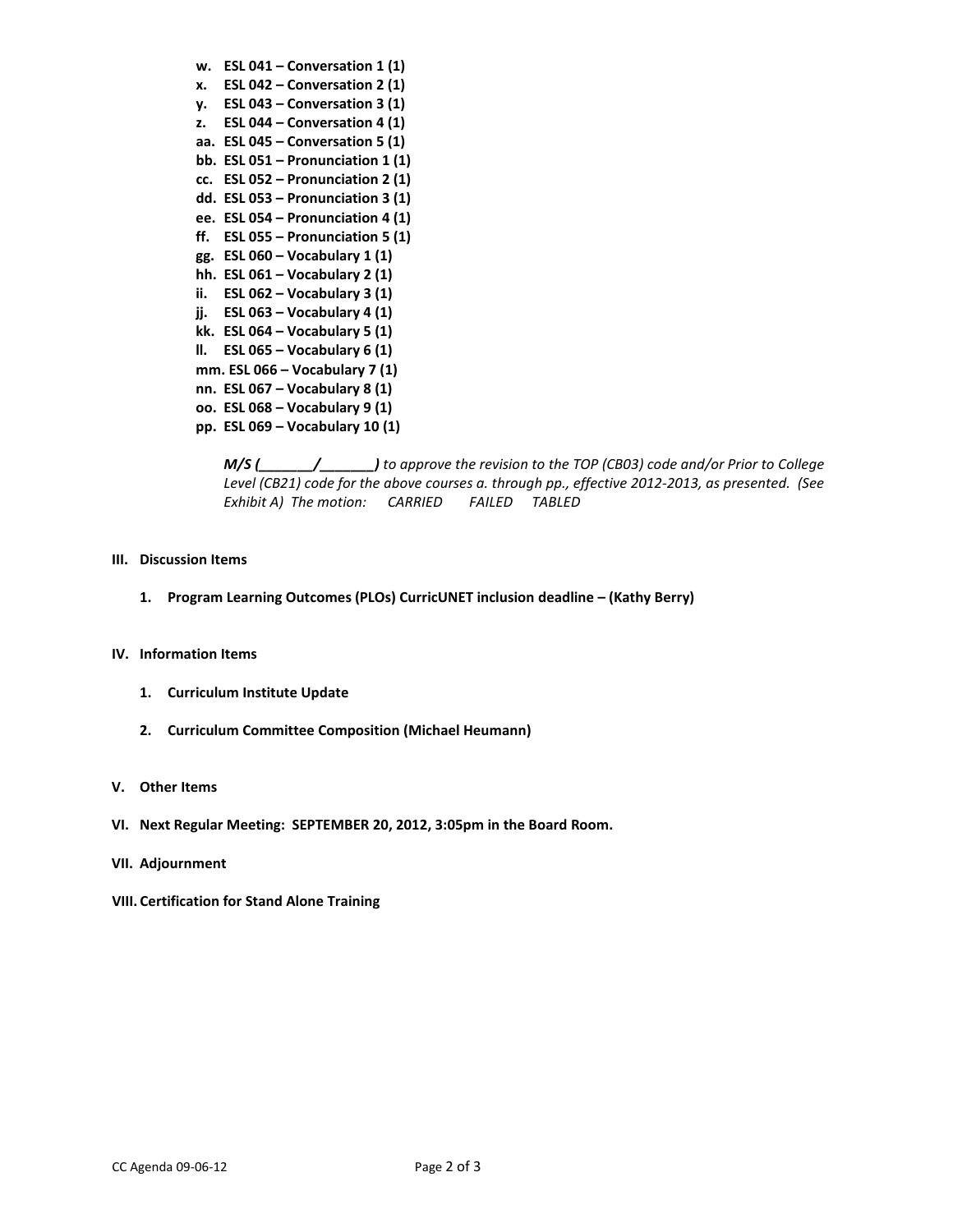- **w. ESL 041 – Conversation 1 (1)**
- **x. ESL 042 – Conversation 2 (1)**
- **y. ESL 043 – Conversation 3 (1)**
- **z. ESL 044 – Conversation 4 (1)**
- **aa. ESL 045 – Conversation 5 (1)**
- **bb. ESL 051 – Pronunciation 1 (1)**
- **cc. ESL 052 – Pronunciation 2 (1)**
- **dd. ESL 053 – Pronunciation 3 (1)**
- **ee. ESL 054 – Pronunciation 4 (1)**
- **ff. ESL 055 – Pronunciation 5 (1)**
- **gg. ESL 060 – Vocabulary 1 (1)**
- **hh. ESL 061 – Vocabulary 2 (1)**
- **ii. ESL 062 – Vocabulary 3 (1)**
- **jj. ESL 063 – Vocabulary 4 (1)**
- **kk. ESL 064 – Vocabulary 5 (1)**
- **ll. ESL 065 – Vocabulary 6 (1)**
- **mm. ESL 066 – Vocabulary 7 (1)**
- **nn. ESL 067 – Vocabulary 8 (1)**
- **oo. ESL 068 – Vocabulary 9 (1)**
- **pp. ESL 069 – Vocabulary 10 (1)**

***M/S (_______/_______)*** *to approve the revision to the TOP (CB03) code and/or Prior to College Level (CB21) code for the above courses a. through pp., effective 2012-2013, as presented. (See Exhibit A) The motion: CARRIED FAILED TABLED*

## III. Discussion Items

1. **Program Learning Outcomes (PLOs) CurricUNET inclusion deadline – (Kathy Berry)**

## IV. Information Items

1. **Curriculum Institute Update**
2. **Curriculum Committee Composition (Michael Heumann)**

## V. Other Items

## VI. Next Regular Meeting: SEPTEMBER 20, 2012, 3:05pm in the Board Room.

## VII. Adjournment

## VIII. Certification for Stand Alone Training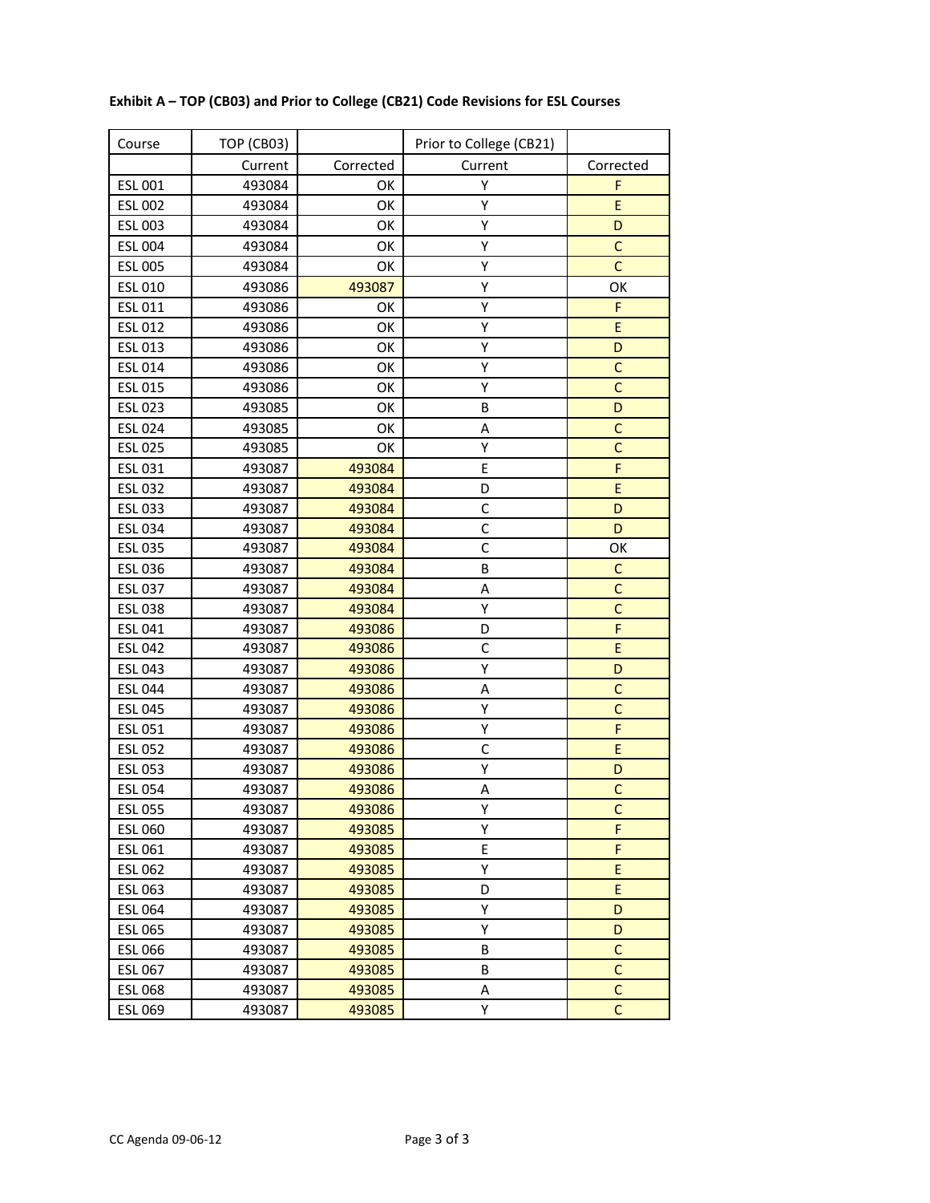**Exhibit A – TOP (CB03) and Prior to College (CB21) Code Revisions for ESL Courses**

| Course | TOP (CB03) | | Prior to College (CB21) | |
|---|---|---|---|---|
| | Current | Corrected | Current | Corrected |
| ESL 001 | 493084 | OK | Y | F |
| ESL 002 | 493084 | OK | Y | E |
| ESL 003 | 493084 | OK | Y | D |
| ESL 004 | 493084 | OK | Y | C |
| ESL 005 | 493084 | OK | Y | C |
| ESL 010 | 493086 | 493087 | Y | OK |
| ESL 011 | 493086 | OK | Y | F |
| ESL 012 | 493086 | OK | Y | E |
| ESL 013 | 493086 | OK | Y | D |
| ESL 014 | 493086 | OK | Y | C |
| ESL 015 | 493086 | OK | Y | C |
| ESL 023 | 493085 | OK | B | D |
| ESL 024 | 493085 | OK | A | C |
| ESL 025 | 493085 | OK | Y | C |
| ESL 031 | 493087 | 493084 | E | F |
| ESL 032 | 493087 | 493084 | D | E |
| ESL 033 | 493087 | 493084 | C | D |
| ESL 034 | 493087 | 493084 | C | D |
| ESL 035 | 493087 | 493084 | C | OK |
| ESL 036 | 493087 | 493084 | B | C |
| ESL 037 | 493087 | 493084 | A | C |
| ESL 038 | 493087 | 493084 | Y | C |
| ESL 041 | 493087 | 493086 | D | F |
| ESL 042 | 493087 | 493086 | C | E |
| ESL 043 | 493087 | 493086 | Y | D |
| ESL 044 | 493087 | 493086 | A | C |
| ESL 045 | 493087 | 493086 | Y | C |
| ESL 051 | 493087 | 493086 | Y | F |
| ESL 052 | 493087 | 493086 | C | E |
| ESL 053 | 493087 | 493086 | Y | D |
| ESL 054 | 493087 | 493086 | A | C |
| ESL 055 | 493087 | 493086 | Y | C |
| ESL 060 | 493087 | 493085 | Y | F |
| ESL 061 | 493087 | 493085 | E | F |
| ESL 062 | 493087 | 493085 | Y | E |
| ESL 063 | 493087 | 493085 | D | E |
| ESL 064 | 493087 | 493085 | Y | D |
| ESL 065 | 493087 | 493085 | Y | D |
| ESL 066 | 493087 | 493085 | B | C |
| ESL 067 | 493087 | 493085 | B | C |
| ESL 068 | 493087 | 493085 | A | C |
| ESL 069 | 493087 | 493085 | Y | C |